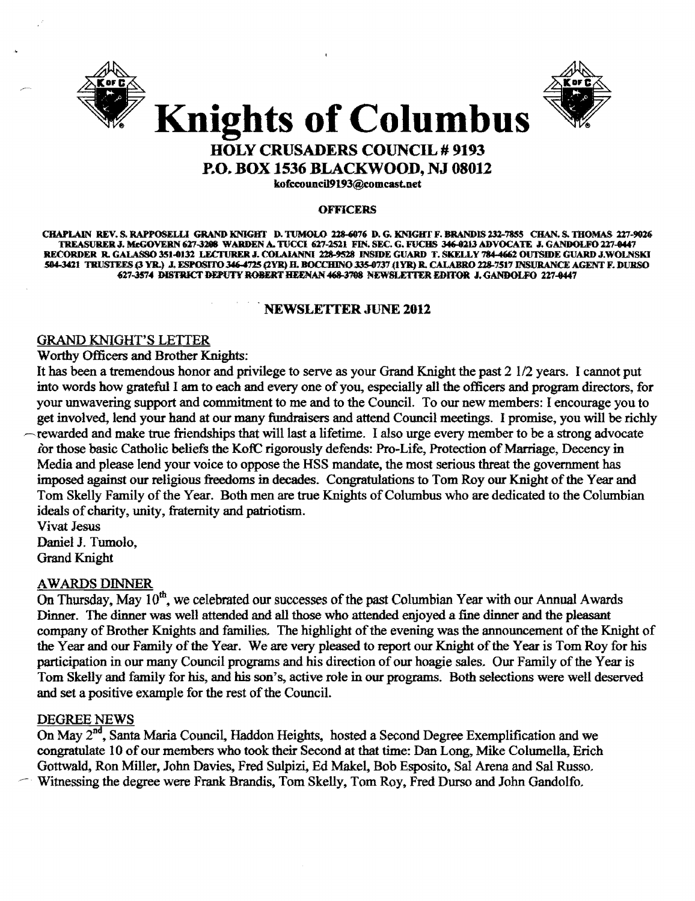# Knights of Columbus

## HOLY CRUSADERS COUNCIL # 9193

## P.O. BOX 1536 BLACKWOOD, NJ 08012

kofccouncil9193@comcast.net

### OFFICERS

**CHAPLAIN REV. S. RAPPOSELLI GRAND KNIGHT D. TUMOLO 228-6076 D. G. KNIGHT F. BRANDIS 232-7855 CHAN. S. THOMAS 227-9026 TREASURER J. McGOVERN 627-3208 WARDEN A. TUCCI 627-2521 FIN. SEC. G. FUCHS 346-0213 ADVOCATE J. GANDOLFO 227-0447 RECORDER R. GALASSO 351-0132 LECTURER J. COLAIANNI 228-9528 INSIDE GUARD T. SKELLY 784-4662 OUTSIDE GUARD J.WOLNSKI 504-3421 TRUSTEES (3 YR.) J. ESPOSITO 346-4725 (2YR) H. BOCCHINO 335-0737 (1YR) R. CALABRO 228-7517 INSURANCE AGENT F. DURSO 627-3574 DISTRICT DEPUTY ROBERT HEENAN 468-3708 NEWSLETTER EDITOR J. GANDOLFO 227-0447**

### NEWSLETTER JUNE 2012

GRAND KNIGHT'S LETTER

Worthy Officers and Brother Knights:

It has been a tremendous honor and privilege to serve as your Grand Knight the past 2 1/2 years. I cannot put into words how grateful I am to each and every one of you, especially all the officers and program directors, for your unwavering support and commitment to me and to the Council. To our new members: I encourage you to get involved, lend your hand at our many fundraisers and attend Council meetings. I promise, you will be richly rewarded and make true friendships that will last a lifetime. I also urge every member to be a strong advocate for those basic Catholic beliefs the KofC rigorously defends: Pro-Life, Protection of Marriage, Decency in Media and please lend your voice to oppose the HSS mandate, the most serious threat the government has imposed against our religious freedoms in decades. Congratulations to Tom Roy our Knight of the Year and Tom Skelly Family of the Year. Both men are true Knights of Columbus who are dedicated to the Columbian ideals of charity, unity, fraternity and patriotism.

Vivat Jesus

Daniel J. Tumolo,

Grand Knight

AWARDS DINNER

On Thursday, May 10th, we celebrated our successes of the past Columbian Year with our Annual Awards Dinner. The dinner was well attended and all those who attended enjoyed a fine dinner and the pleasant company of Brother Knights and families. The highlight of the evening was the announcement of the Knight of the Year and our Family of the Year. We are very pleased to report our Knight of the Year is Tom Roy for his participation in our many Council programs and his direction of our hoagie sales. Our Family of the Year is Tom Skelly and family for his, and his son's, active role in our programs. Both selections were well deserved and set a positive example for the rest of the Council.

DEGREE NEWS

On May 2nd, Santa Maria Council, Haddon Heights, hosted a Second Degree Exemplification and we congratulate 10 of our members who took their Second at that time: Dan Long, Mike Columella, Erich Gottwald, Ron Miller, John Davies, Fred Sulpizi, Ed Makel, Bob Esposito, Sal Arena and Sal Russo. Witnessing the degree were Frank Brandis, Tom Skelly, Tom Roy, Fred Durso and John Gandolfo.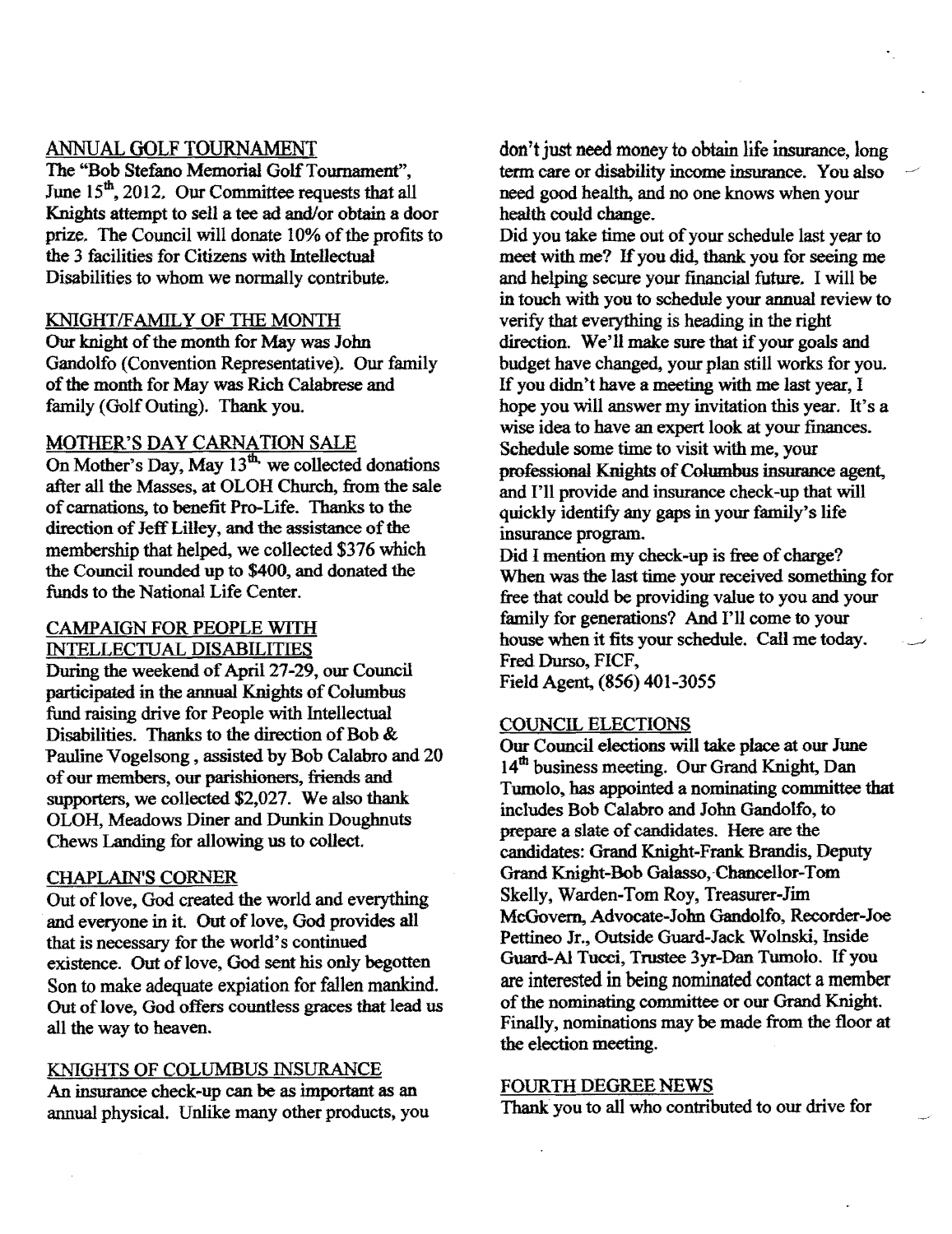## ANNUAL GOLF TOURNAMENT

The "Bob Stefano Memorial Golf Tournament", June 15th, 2012. Our Committee requests that all Knights attempt to sell a tee ad and/or obtain a door prize. The Council will donate 10% of the profits to the 3 facilities for Citizens with Intellectual Disabilities to whom we normally contribute.

## KNIGHT/FAMILY OF THE MONTH

Our knight of the month for May was John Gandolfo (Convention Representative). Our family of the month for May was Rich Calabrese and family (Golf Outing). Thank you.

## MOTHER'S DAY CARNATION SALE

On Mother's Day, May 13th, we collected donations after all the Masses, at OLOH Church, from the sale of carnations, to benefit Pro-Life. Thanks to the direction of Jeff Lilley, and the assistance of the membership that helped, we collected $376 which the Council rounded up to $400, and donated the funds to the National Life Center.

## CAMPAIGN FOR PEOPLE WITH INTELLECTUAL DISABILITIES

During the weekend of April 27-29, our Council participated in the annual Knights of Columbus fund raising drive for People with Intellectual Disabilities. Thanks to the direction of Bob & Pauline Vogelsong , assisted by Bob Calabro and 20 of our members, our parishioners, friends and supporters, we collected $2,027. We also thank OLOH, Meadows Diner and Dunkin Doughnuts Chews Landing for allowing us to collect.

## CHAPLAIN'S CORNER

Out of love, God created the world and everything and everyone in it. Out of love, God provides all that is necessary for the world's continued existence. Out of love, God sent his only begotten Son to make adequate expiation for fallen mankind. Out of love, God offers countless graces that lead us all the way to heaven.

## KNIGHTS OF COLUMBUS INSURANCE

An insurance check-up can be as important as an annual physical. Unlike many other products, you don't just need money to obtain life insurance, long term care or disability income insurance. You also need good health, and no one knows when your health could change.

Did you take time out of your schedule last year to meet with me? If you did, thank you for seeing me and helping secure your financial future. I will be in touch with you to schedule your annual review to verify that everything is heading in the right direction. We'll make sure that if your goals and budget have changed, your plan still works for you. If you didn't have a meeting with me last year, I hope you will answer my invitation this year. It's a wise idea to have an expert look at your finances. Schedule some time to visit with me, your professional Knights of Columbus insurance agent, and I'll provide and insurance check-up that will quickly identify any gaps in your family's life insurance program.

Did I mention my check-up is free of charge? When was the last time your received something for free that could be providing value to you and your family for generations? And I'll come to your house when it fits your schedule. Call me today.

Fred Durso, FICF,
Field Agent, (856) 401-3055

## COUNCIL ELECTIONS

Our Council elections will take place at our June 14th business meeting. Our Grand Knight, Dan Tumolo, has appointed a nominating committee that includes Bob Calabro and John Gandolfo, to prepare a slate of candidates. Here are the candidates: Grand Knight-Frank Brandis, Deputy Grand Knight-Bob Galasso, Chancellor-Tom Skelly, Warden-Tom Roy, Treasurer-Jim McGovern, Advocate-John Gandolfo, Recorder-Joe Pettineo Jr., Outside Guard-Jack Wolnski, Inside Guard-Al Tucci, Trustee 3yr-Dan Tumolo. If you are interested in being nominated contact a member of the nominating committee or our Grand Knight. Finally, nominations may be made from the floor at the election meeting.

## FOURTH DEGREE NEWS

Thank you to all who contributed to our drive for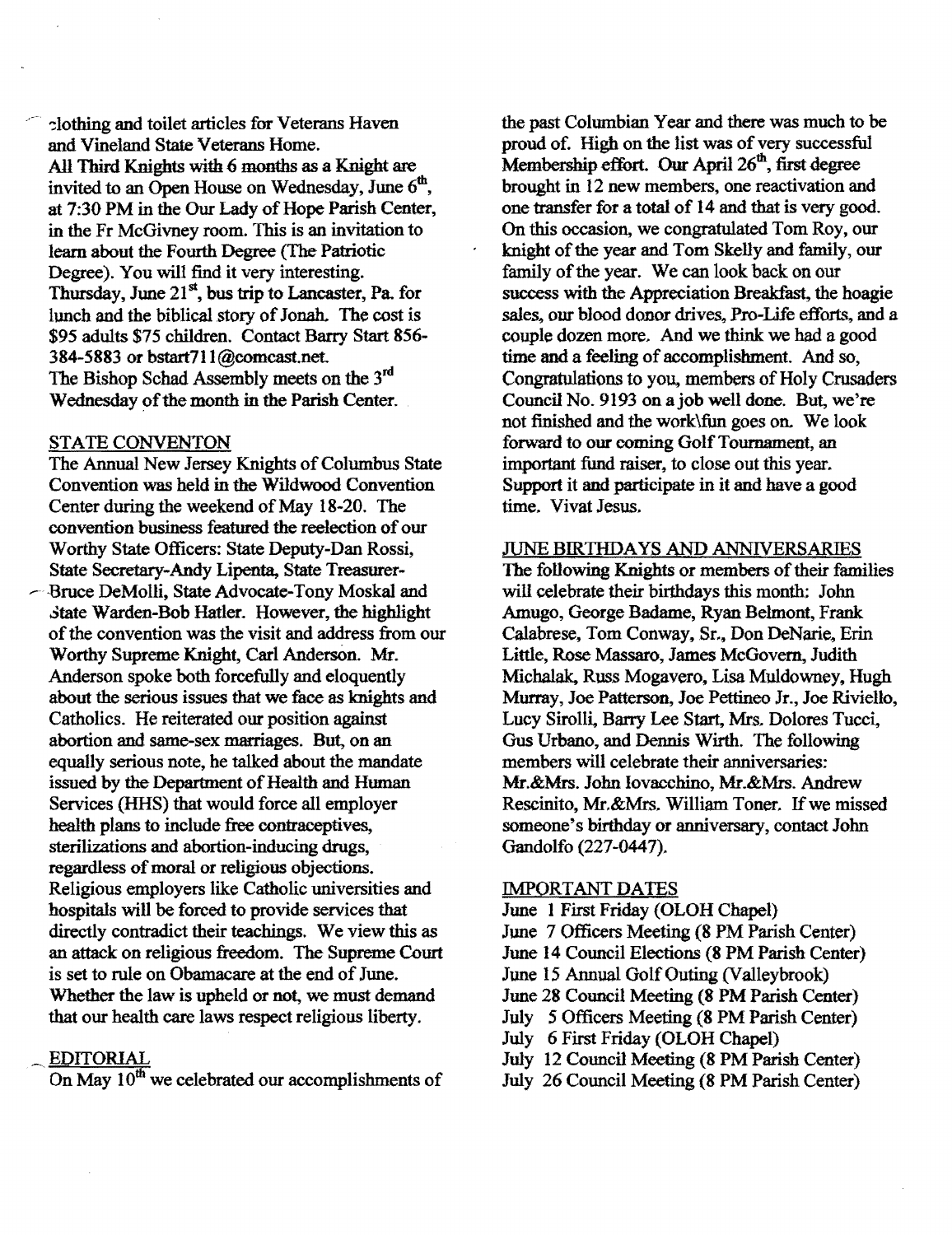clothing and toilet articles for Veterans Haven and Vineland State Veterans Home.

All Third Knights with 6 months as a Knight are invited to an Open House on Wednesday, June 6th, at 7:30 PM in the Our Lady of Hope Parish Center, in the Fr McGivney room. This is an invitation to learn about the Fourth Degree (The Patriotic Degree). You will find it very interesting.

Thursday, June 21st, bus trip to Lancaster, Pa. for lunch and the biblical story of Jonah. The cost is $95 adults $75 children. Contact Barry Start 856-384-5883 or bstart711@comcast.net.

The Bishop Schad Assembly meets on the 3rd Wednesday of the month in the Parish Center.

## STATE CONVENTON

The Annual New Jersey Knights of Columbus State Convention was held in the Wildwood Convention Center during the weekend of May 18-20. The convention business featured the reelection of our Worthy State Officers: State Deputy-Dan Rossi, State Secretary-Andy Lipenta, State Treasurer-Bruce DeMolli, State Advocate-Tony Moskal and State Warden-Bob Hatler. However, the highlight of the convention was the visit and address from our Worthy Supreme Knight, Carl Anderson. Mr. Anderson spoke both forcefully and eloquently about the serious issues that we face as knights and Catholics. He reiterated our position against abortion and same-sex marriages. But, on an equally serious note, he talked about the mandate issued by the Department of Health and Human Services (HHS) that would force all employer health plans to include free contraceptives, sterilizations and abortion-inducing drugs, regardless of moral or religious objections. Religious employers like Catholic universities and hospitals will be forced to provide services that directly contradict their teachings. We view this as an attack on religious freedom. The Supreme Court is set to rule on Obamacare at the end of June. Whether the law is upheld or not, we must demand that our health care laws respect religious liberty.

## EDITORIAL

On May 10th we celebrated our accomplishments of the past Columbian Year and there was much to be proud of. High on the list was of very successful Membership effort. Our April 26th, first degree brought in 12 new members, one reactivation and one transfer for a total of 14 and that is very good. On this occasion, we congratulated Tom Roy, our knight of the year and Tom Skelly and family, our family of the year. We can look back on our success with the Appreciation Breakfast, the hoagie sales, our blood donor drives, Pro-Life efforts, and a couple dozen more. And we think we had a good time and a feeling of accomplishment. And so, Congratulations to you, members of Holy Crusaders Council No. 9193 on a job well done. But, we're not finished and the work\fun goes on. We look forward to our coming Golf Tournament, an important fund raiser, to close out this year. Support it and participate in it and have a good time. Vivat Jesus.

## JUNE BIRTHDAYS AND ANNIVERSARIES

The following Knights or members of their families will celebrate their birthdays this month: John Amugo, George Badame, Ryan Belmont, Frank Calabrese, Tom Conway, Sr., Don DeNarie, Erin Little, Rose Massaro, James McGovern, Judith Michalak, Russ Mogavero, Lisa Muldowney, Hugh Murray, Joe Patterson, Joe Pettineo Jr., Joe Riviello, Lucy Sirolli, Barry Lee Start, Mrs. Dolores Tucci, Gus Urbano, and Dennis Wirth. The following members will celebrate their anniversaries: Mr.&Mrs. John Iovacchino, Mr.&Mrs. Andrew Rescinito, Mr.&Mrs. William Toner. If we missed someone's birthday or anniversary, contact John Gandolfo (227-0447).

## IMPORTANT DATES

June 1 First Friday (OLOH Chapel)
June 7 Officers Meeting (8 PM Parish Center)
June 14 Council Elections (8 PM Parish Center)
June 15 Annual Golf Outing (Valleybrook)
June 28 Council Meeting (8 PM Parish Center)
July 5 Officers Meeting (8 PM Parish Center)
July 6 First Friday (OLOH Chapel)
July 12 Council Meeting (8 PM Parish Center)
July 26 Council Meeting (8 PM Parish Center)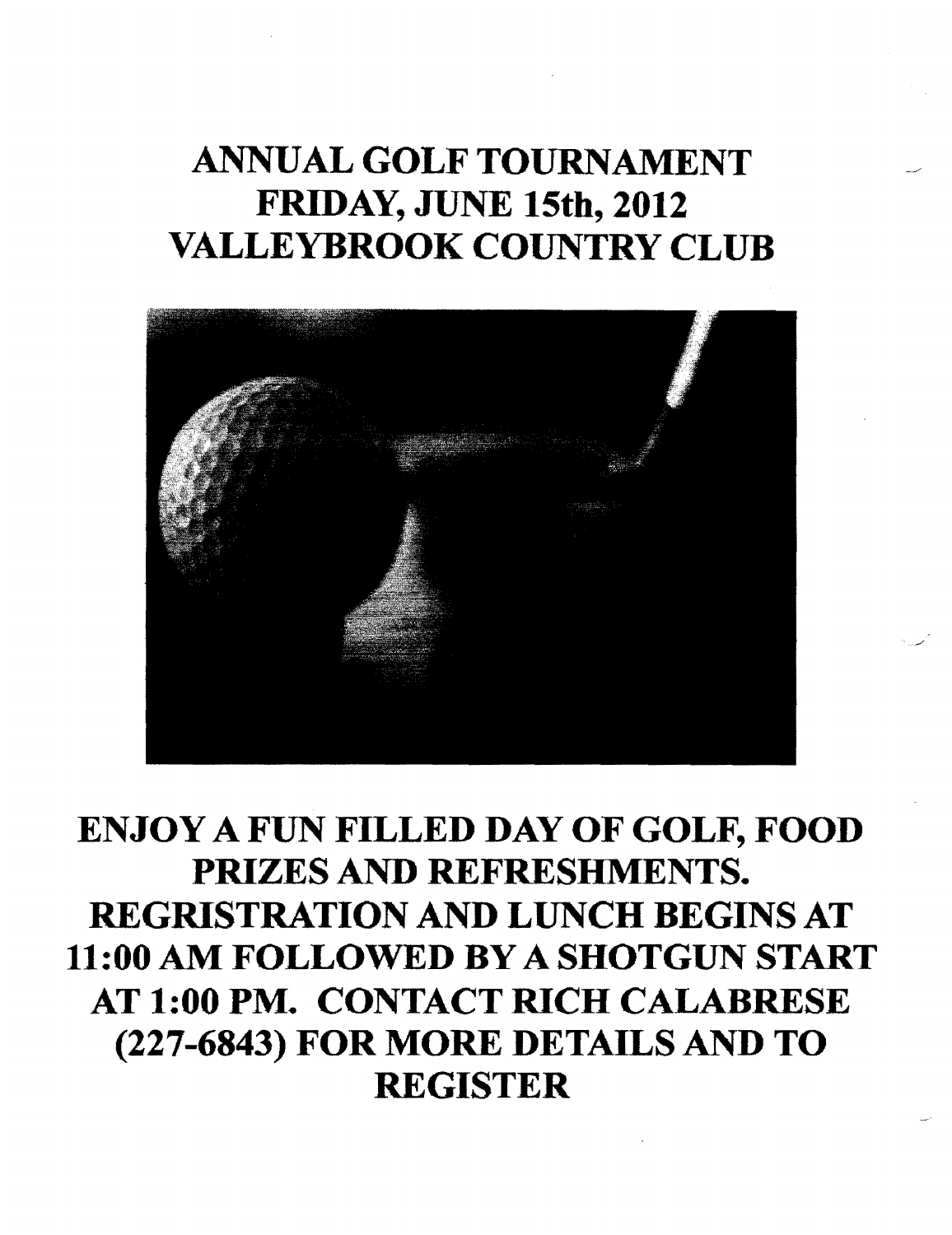# ANNUAL GOLF TOURNAMENT
# FRIDAY, JUNE 15th, 2012
# VALLEYBROOK COUNTRY CLUB

**ENJOY A FUN FILLED DAY OF GOLF, FOOD PRIZES AND REFRESHMENTS. REGRISTRATION AND LUNCH BEGINS AT 11:00 AM FOLLOWED BY A SHOTGUN START AT 1:00 PM. CONTACT RICH CALABRESE (227-6843) FOR MORE DETAILS AND TO REGISTER**